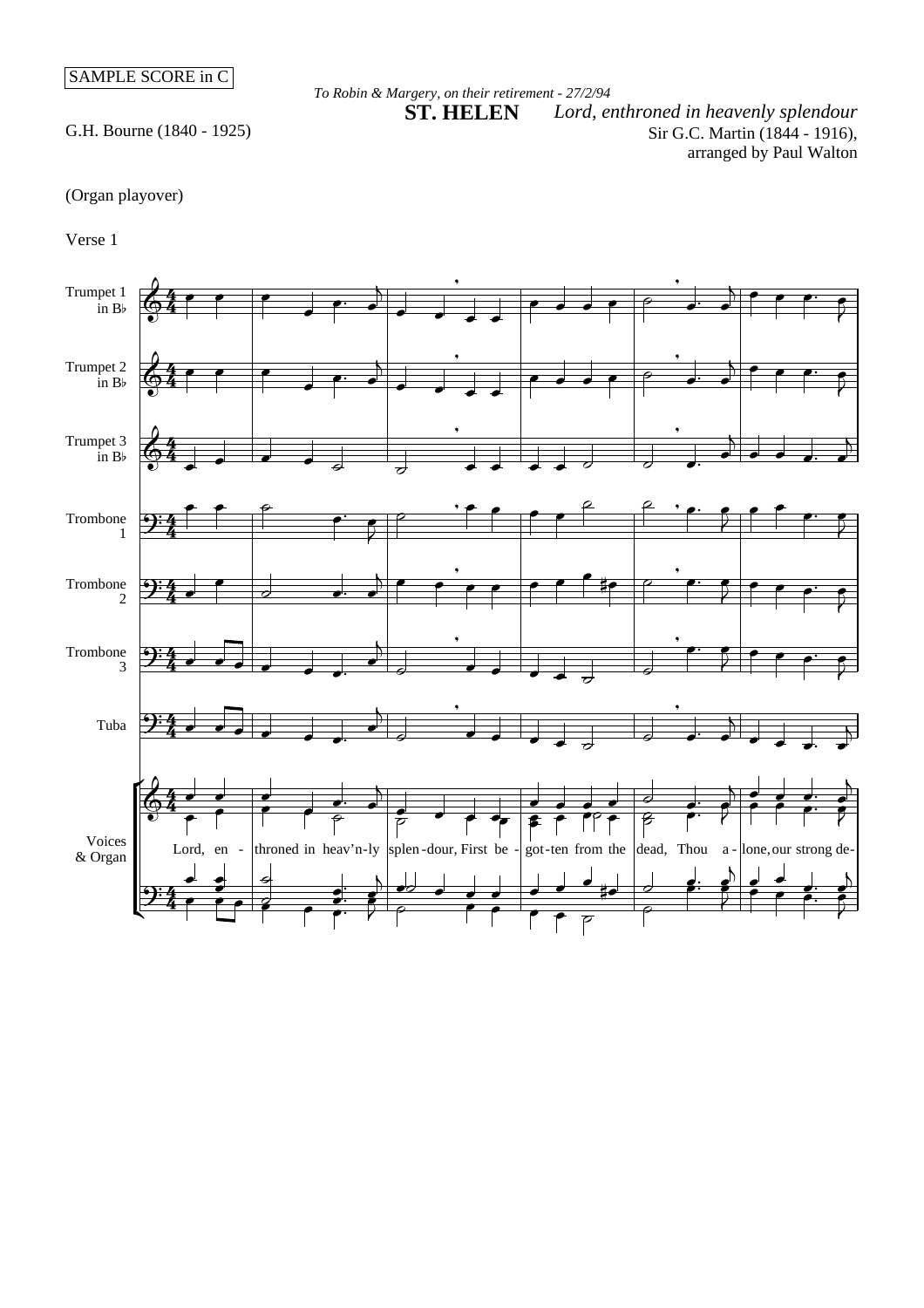SAMPLE SCORE in C

*To Robin & Margery, on their retirement - 27/2/94*

# ST. HELEN

*Lord, enthroned in heavenly splendour*

G.H. Bourne (1840 - 1925)

Sir G.C. Martin (1844 - 1916), arranged by Paul Walton

(Organ playover)

Verse 1

Trumpet 1 in B♭

Trumpet 2 in B♭

Trumpet 3 in B♭

Trombone 1

Trombone 2

Trombone 3

Tuba

Voices & Organ

Lord, en - throned in heav'n-ly splen-dour, First be - got-ten from the dead, Thou a - lone, our strong de-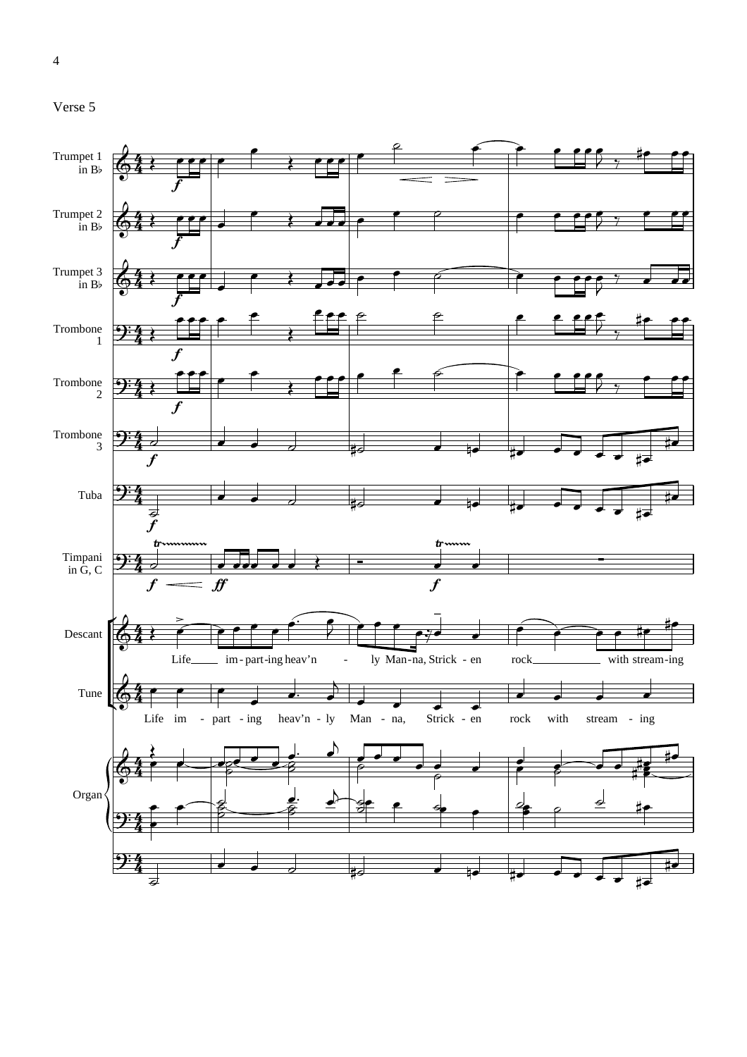Verse 5

Trumpet 1 in B♭

Trumpet 2 in B♭

Trumpet 3 in B♭

Trombone 1

Trombone 2

Trombone 3

Tuba

Timpani in G, C

Descant

Life im - part - ing heav'n - ly Man - na, Strick - en rock with stream - ing

Tune

Life im - part - ing heav'n - ly Man - na, Strick - en rock with stream - ing

Organ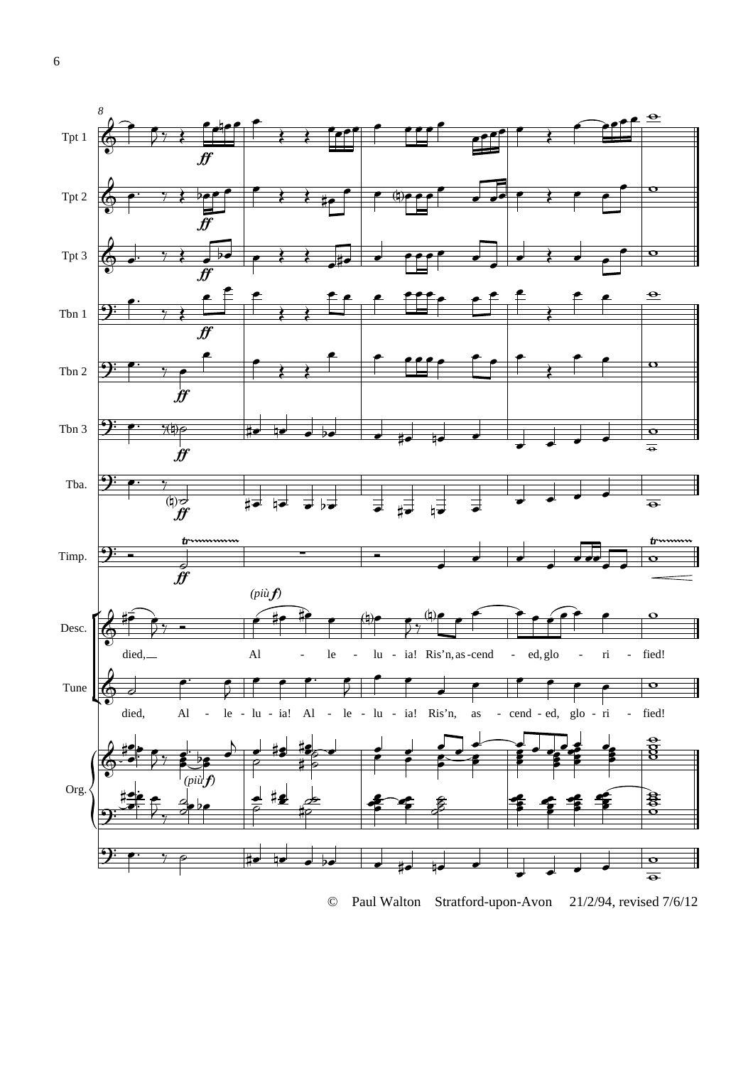Tpt 1

Tpt 2

Tpt 3

Tbn 1

Tbn 2

Tbn 3

Tba.

Timp.

Desc.

died, Al - le - lu - ia! Ris'n, as - cend - ed, glo - ri - fied!

Tune

died, Al - le - lu - ia! Al - le - lu - ia! Ris'n, as - cend - ed, glo - ri - fied!

Org.

© Paul Walton Stratford-upon-Avon 21/2/94, revised 7/6/12